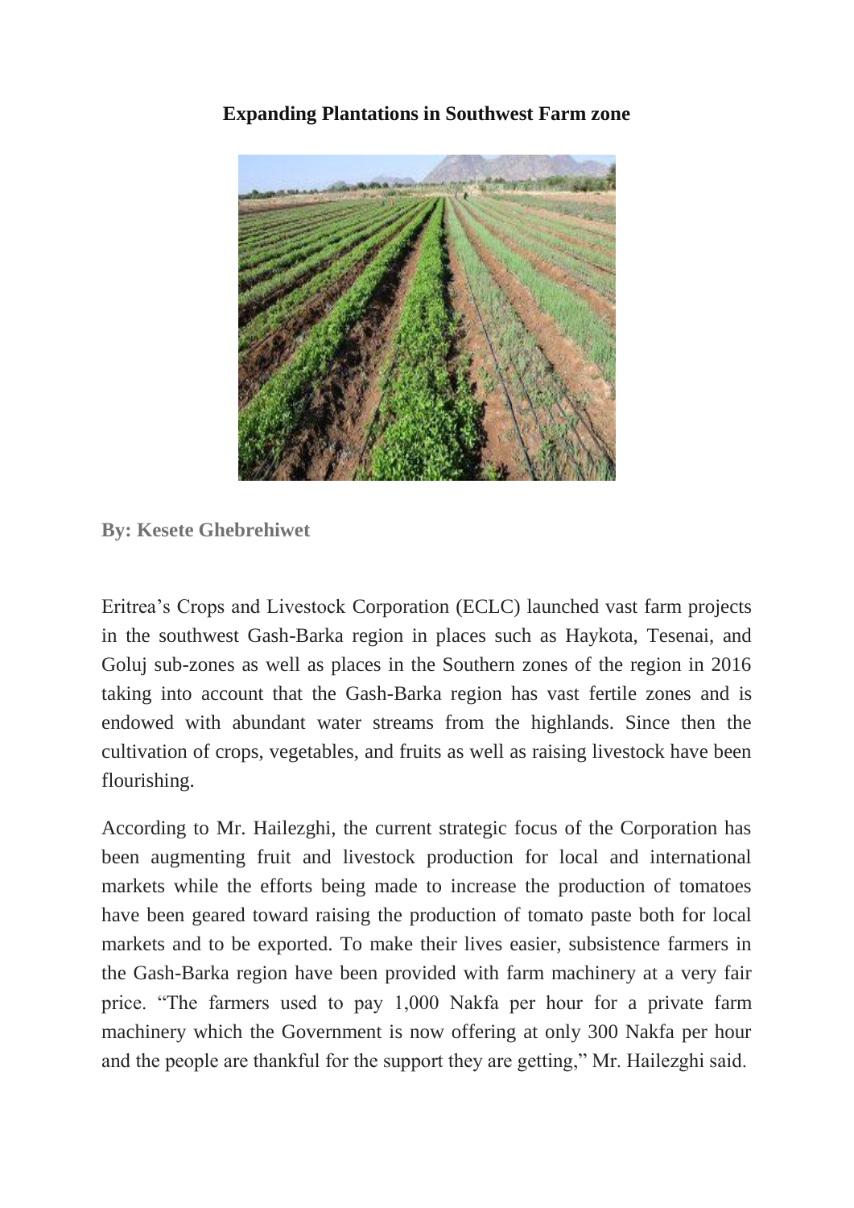# Expanding Plantations in Southwest Farm zone

**By: Kesete Ghebrehiwet**

Eritrea's Crops and Livestock Corporation (ECLC) launched vast farm projects in the southwest Gash-Barka region in places such as Haykota, Tesenai, and Goluj sub-zones as well as places in the Southern zones of the region in 2016 taking into account that the Gash-Barka region has vast fertile zones and is endowed with abundant water streams from the highlands. Since then the cultivation of crops, vegetables, and fruits as well as raising livestock have been flourishing.

According to Mr. Hailezghi, the current strategic focus of the Corporation has been augmenting fruit and livestock production for local and international markets while the efforts being made to increase the production of tomatoes have been geared toward raising the production of tomato paste both for local markets and to be exported. To make their lives easier, subsistence farmers in the Gash-Barka region have been provided with farm machinery at a very fair price. "The farmers used to pay 1,000 Nakfa per hour for a private farm machinery which the Government is now offering at only 300 Nakfa per hour and the people are thankful for the support they are getting," Mr. Hailezghi said.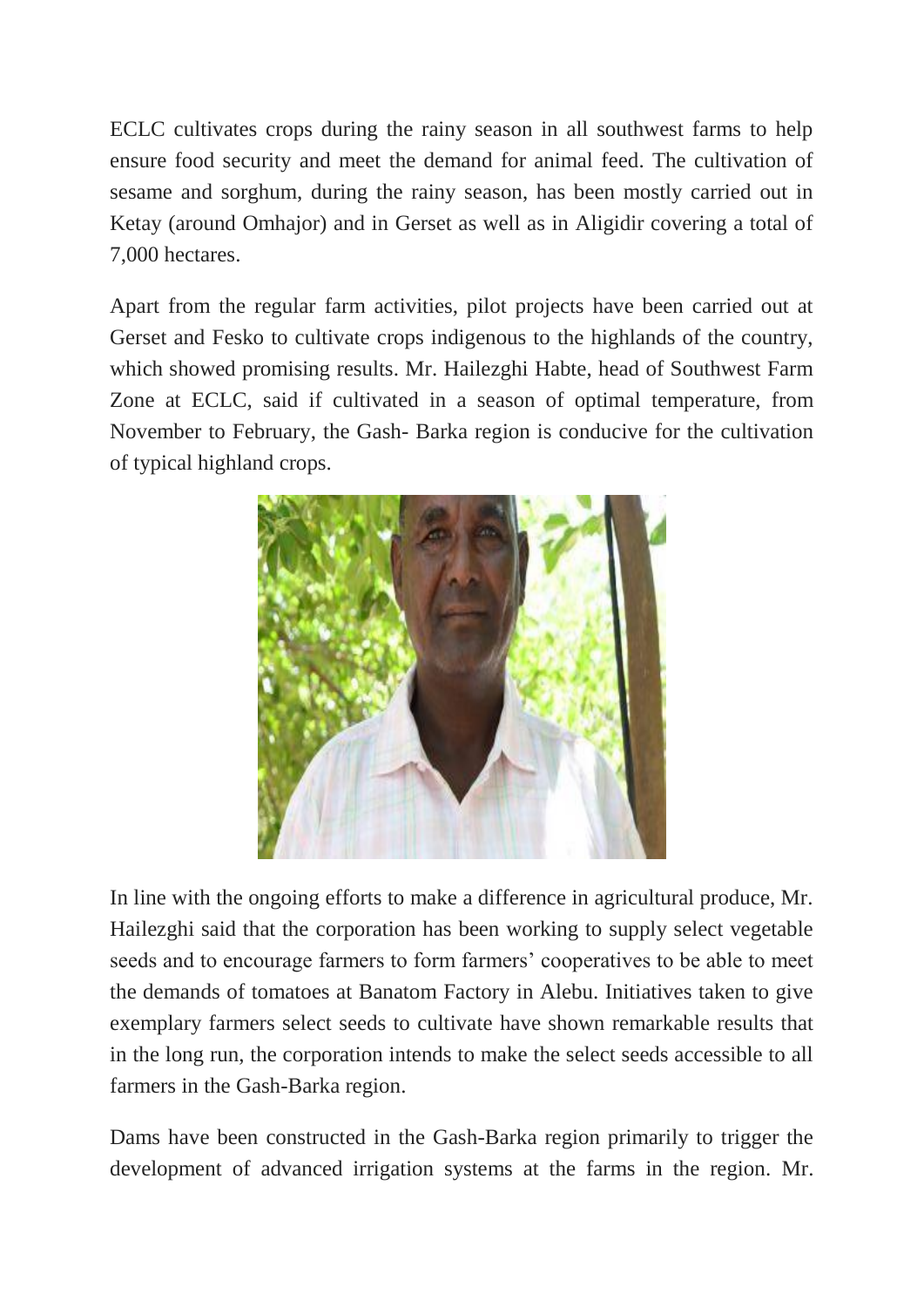ECLC cultivates crops during the rainy season in all southwest farms to help ensure food security and meet the demand for animal feed. The cultivation of sesame and sorghum, during the rainy season, has been mostly carried out in Ketay (around Omhajor) and in Gerset as well as in Aligidir covering a total of 7,000 hectares.

Apart from the regular farm activities, pilot projects have been carried out at Gerset and Fesko to cultivate crops indigenous to the highlands of the country, which showed promising results. Mr. Hailezghi Habte, head of Southwest Farm Zone at ECLC, said if cultivated in a season of optimal temperature, from November to February, the Gash- Barka region is conducive for the cultivation of typical highland crops.

In line with the ongoing efforts to make a difference in agricultural produce, Mr. Hailezghi said that the corporation has been working to supply select vegetable seeds and to encourage farmers to form farmers' cooperatives to be able to meet the demands of tomatoes at Banatom Factory in Alebu. Initiatives taken to give exemplary farmers select seeds to cultivate have shown remarkable results that in the long run, the corporation intends to make the select seeds accessible to all farmers in the Gash-Barka region.

Dams have been constructed in the Gash-Barka region primarily to trigger the development of advanced irrigation systems at the farms in the region. Mr.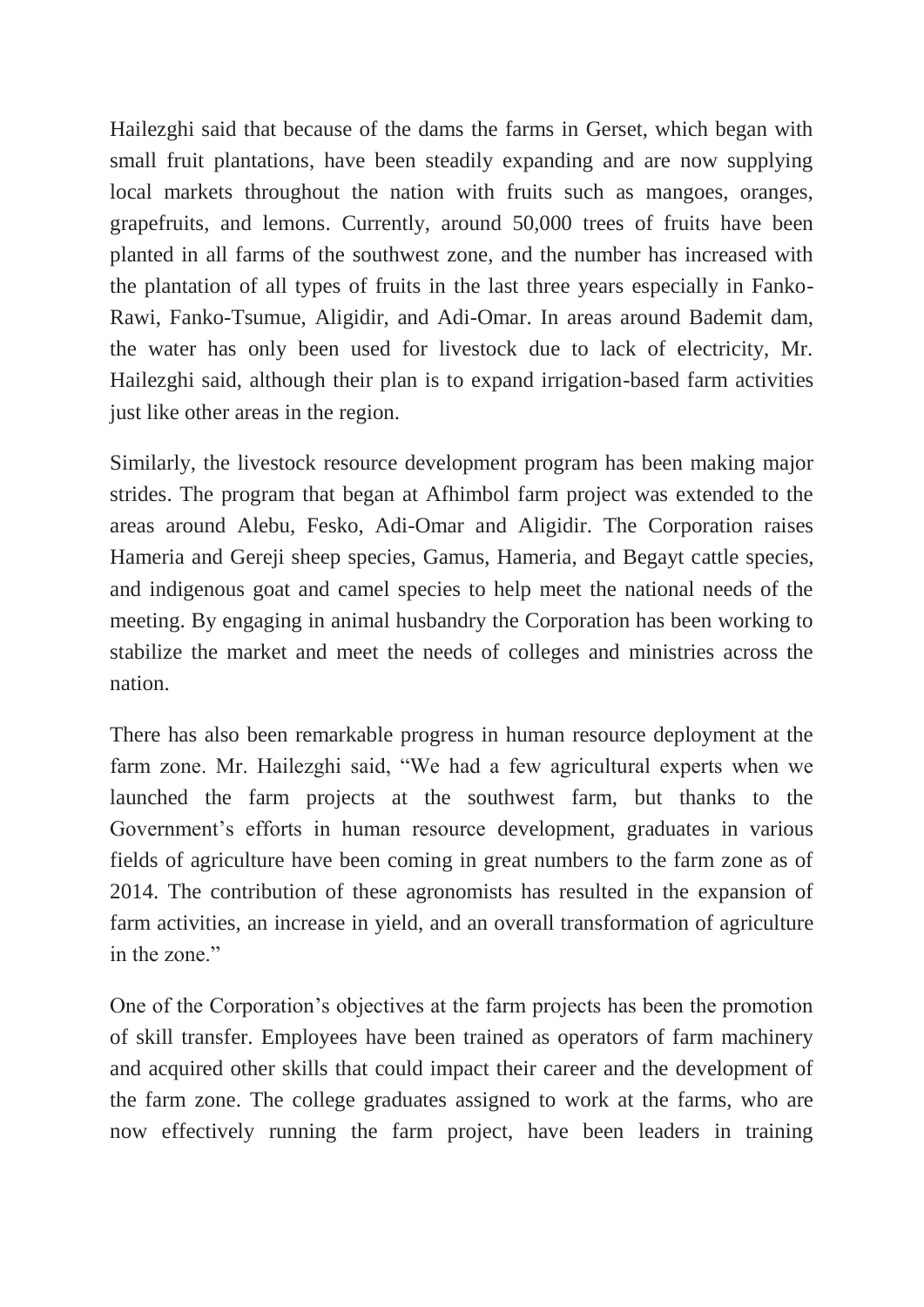Hailezghi said that because of the dams the farms in Gerset, which began with small fruit plantations, have been steadily expanding and are now supplying local markets throughout the nation with fruits such as mangoes, oranges, grapefruits, and lemons. Currently, around 50,000 trees of fruits have been planted in all farms of the southwest zone, and the number has increased with the plantation of all types of fruits in the last three years especially in Fanko-Rawi, Fanko-Tsumue, Aligidir, and Adi-Omar. In areas around Bademit dam, the water has only been used for livestock due to lack of electricity, Mr. Hailezghi said, although their plan is to expand irrigation-based farm activities just like other areas in the region.

Similarly, the livestock resource development program has been making major strides. The program that began at Afhimbol farm project was extended to the areas around Alebu, Fesko, Adi-Omar and Aligidir. The Corporation raises Hameria and Gereji sheep species, Gamus, Hameria, and Begayt cattle species, and indigenous goat and camel species to help meet the national needs of the meeting. By engaging in animal husbandry the Corporation has been working to stabilize the market and meet the needs of colleges and ministries across the nation.

There has also been remarkable progress in human resource deployment at the farm zone. Mr. Hailezghi said, "We had a few agricultural experts when we launched the farm projects at the southwest farm, but thanks to the Government's efforts in human resource development, graduates in various fields of agriculture have been coming in great numbers to the farm zone as of 2014. The contribution of these agronomists has resulted in the expansion of farm activities, an increase in yield, and an overall transformation of agriculture in the zone."

One of the Corporation's objectives at the farm projects has been the promotion of skill transfer. Employees have been trained as operators of farm machinery and acquired other skills that could impact their career and the development of the farm zone. The college graduates assigned to work at the farms, who are now effectively running the farm project, have been leaders in training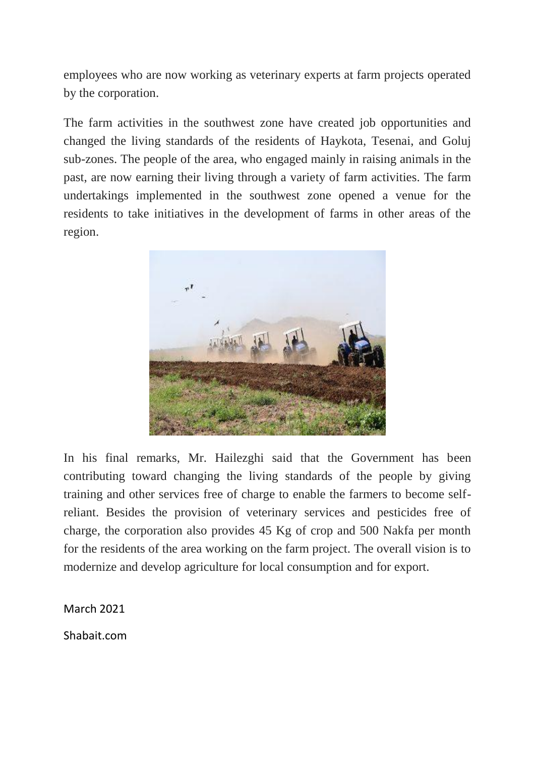employees who are now working as veterinary experts at farm projects operated by the corporation.

The farm activities in the southwest zone have created job opportunities and changed the living standards of the residents of Haykota, Tesenai, and Goluj sub-zones. The people of the area, who engaged mainly in raising animals in the past, are now earning their living through a variety of farm activities. The farm undertakings implemented in the southwest zone opened a venue for the residents to take initiatives in the development of farms in other areas of the region.

In his final remarks, Mr. Hailezghi said that the Government has been contributing toward changing the living standards of the people by giving training and other services free of charge to enable the farmers to become self-reliant. Besides the provision of veterinary services and pesticides free of charge, the corporation also provides 45 Kg of crop and 500 Nakfa per month for the residents of the area working on the farm project. The overall vision is to modernize and develop agriculture for local consumption and for export.

March 2021

Shabait.com